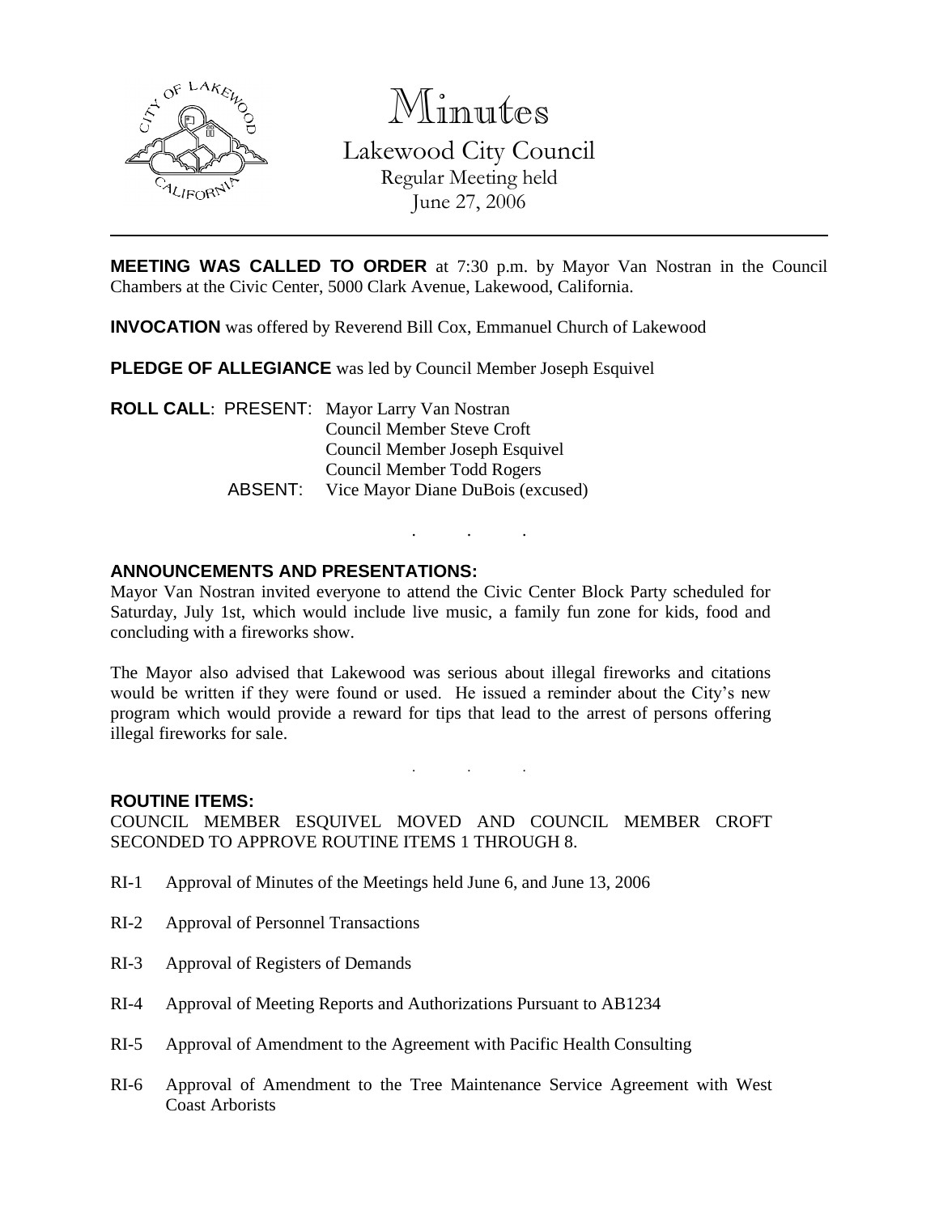# Minutes

Lakewood City Council
Regular Meeting held
June 27, 2006

---

**MEETING WAS CALLED TO ORDER** at 7:30 p.m. by Mayor Van Nostran in the Council Chambers at the Civic Center, 5000 Clark Avenue, Lakewood, California.

**INVOCATION** was offered by Reverend Bill Cox, Emmanuel Church of Lakewood

**PLEDGE OF ALLEGIANCE** was led by Council Member Joseph Esquivel

**ROLL CALL**: PRESENT: Mayor Larry Van Nostran
Council Member Steve Croft
Council Member Joseph Esquivel
Council Member Todd Rogers
ABSENT: Vice Mayor Diane DuBois (excused)

. . .

**ANNOUNCEMENTS AND PRESENTATIONS:**

Mayor Van Nostran invited everyone to attend the Civic Center Block Party scheduled for Saturday, July 1st, which would include live music, a family fun zone for kids, food and concluding with a fireworks show.

The Mayor also advised that Lakewood was serious about illegal fireworks and citations would be written if they were found or used. He issued a reminder about the City's new program which would provide a reward for tips that lead to the arrest of persons offering illegal fireworks for sale.

. . .

**ROUTINE ITEMS:**

COUNCIL MEMBER ESQUIVEL MOVED AND COUNCIL MEMBER CROFT SECONDED TO APPROVE ROUTINE ITEMS 1 THROUGH 8.

RI-1 Approval of Minutes of the Meetings held June 6, and June 13, 2006

RI-2 Approval of Personnel Transactions

RI-3 Approval of Registers of Demands

RI-4 Approval of Meeting Reports and Authorizations Pursuant to AB1234

RI-5 Approval of Amendment to the Agreement with Pacific Health Consulting

RI-6 Approval of Amendment to the Tree Maintenance Service Agreement with West Coast Arborists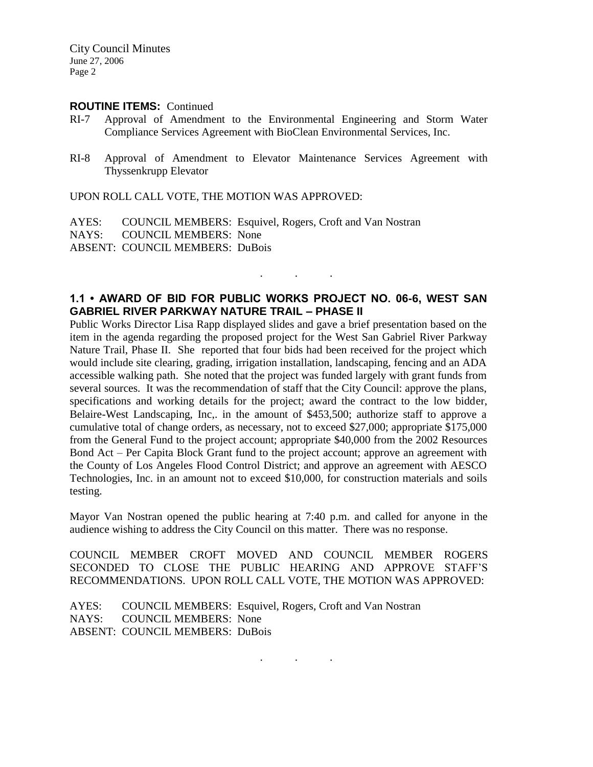**ROUTINE ITEMS:** Continued

RI-7 Approval of Amendment to the Environmental Engineering and Storm Water Compliance Services Agreement with BioClean Environmental Services, Inc.

RI-8 Approval of Amendment to Elevator Maintenance Services Agreement with Thyssenkrupp Elevator

UPON ROLL CALL VOTE, THE MOTION WAS APPROVED:

AYES: COUNCIL MEMBERS: Esquivel, Rogers, Croft and Van Nostran
NAYS: COUNCIL MEMBERS: None
ABSENT: COUNCIL MEMBERS: DuBois

. . .

## 1.1 • AWARD OF BID FOR PUBLIC WORKS PROJECT NO. 06-6, WEST SAN GABRIEL RIVER PARKWAY NATURE TRAIL – PHASE II

Public Works Director Lisa Rapp displayed slides and gave a brief presentation based on the item in the agenda regarding the proposed project for the West San Gabriel River Parkway Nature Trail, Phase II. She reported that four bids had been received for the project which would include site clearing, grading, irrigation installation, landscaping, fencing and an ADA accessible walking path. She noted that the project was funded largely with grant funds from several sources. It was the recommendation of staff that the City Council: approve the plans, specifications and working details for the project; award the contract to the low bidder, Belaire-West Landscaping, Inc,. in the amount of $453,500; authorize staff to approve a cumulative total of change orders, as necessary, not to exceed $27,000; appropriate $175,000 from the General Fund to the project account; appropriate $40,000 from the 2002 Resources Bond Act – Per Capita Block Grant fund to the project account; approve an agreement with the County of Los Angeles Flood Control District; and approve an agreement with AESCO Technologies, Inc. in an amount not to exceed $10,000, for construction materials and soils testing.

Mayor Van Nostran opened the public hearing at 7:40 p.m. and called for anyone in the audience wishing to address the City Council on this matter. There was no response.

COUNCIL MEMBER CROFT MOVED AND COUNCIL MEMBER ROGERS SECONDED TO CLOSE THE PUBLIC HEARING AND APPROVE STAFF'S RECOMMENDATIONS. UPON ROLL CALL VOTE, THE MOTION WAS APPROVED:

AYES: COUNCIL MEMBERS: Esquivel, Rogers, Croft and Van Nostran
NAYS: COUNCIL MEMBERS: None
ABSENT: COUNCIL MEMBERS: DuBois

. . .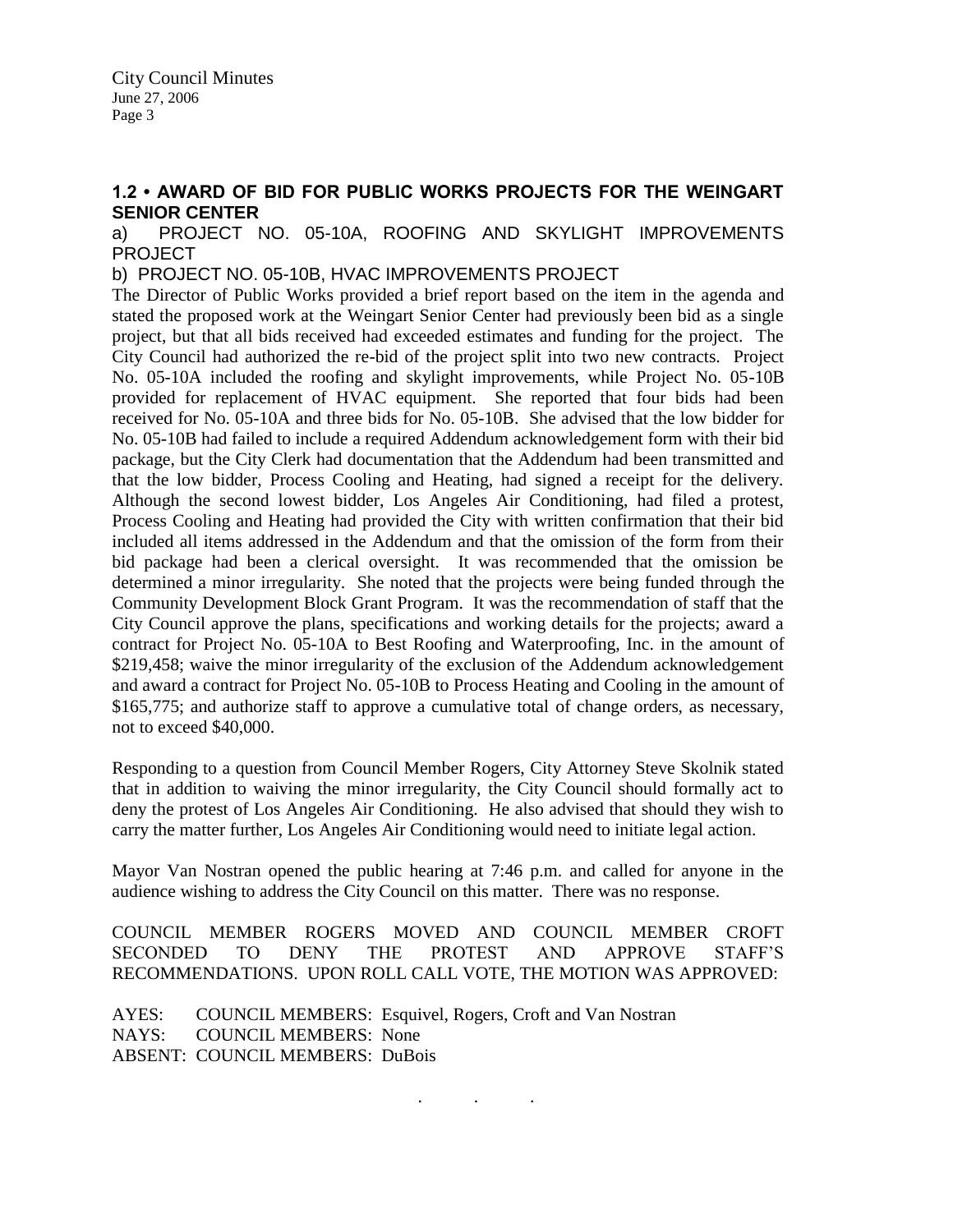**1.2 • AWARD OF BID FOR PUBLIC WORKS PROJECTS FOR THE WEINGART SENIOR CENTER**

a) PROJECT NO. 05-10A, ROOFING AND SKYLIGHT IMPROVEMENTS PROJECT

b) PROJECT NO. 05-10B, HVAC IMPROVEMENTS PROJECT

The Director of Public Works provided a brief report based on the item in the agenda and stated the proposed work at the Weingart Senior Center had previously been bid as a single project, but that all bids received had exceeded estimates and funding for the project. The City Council had authorized the re-bid of the project split into two new contracts. Project No. 05-10A included the roofing and skylight improvements, while Project No. 05-10B provided for replacement of HVAC equipment. She reported that four bids had been received for No. 05-10A and three bids for No. 05-10B. She advised that the low bidder for No. 05-10B had failed to include a required Addendum acknowledgement form with their bid package, but the City Clerk had documentation that the Addendum had been transmitted and that the low bidder, Process Cooling and Heating, had signed a receipt for the delivery. Although the second lowest bidder, Los Angeles Air Conditioning, had filed a protest, Process Cooling and Heating had provided the City with written confirmation that their bid included all items addressed in the Addendum and that the omission of the form from their bid package had been a clerical oversight. It was recommended that the omission be determined a minor irregularity. She noted that the projects were being funded through the Community Development Block Grant Program. It was the recommendation of staff that the City Council approve the plans, specifications and working details for the projects; award a contract for Project No. 05-10A to Best Roofing and Waterproofing, Inc. in the amount of \$219,458; waive the minor irregularity of the exclusion of the Addendum acknowledgement and award a contract for Project No. 05-10B to Process Heating and Cooling in the amount of \$165,775; and authorize staff to approve a cumulative total of change orders, as necessary, not to exceed \$40,000.

Responding to a question from Council Member Rogers, City Attorney Steve Skolnik stated that in addition to waiving the minor irregularity, the City Council should formally act to deny the protest of Los Angeles Air Conditioning. He also advised that should they wish to carry the matter further, Los Angeles Air Conditioning would need to initiate legal action.

Mayor Van Nostran opened the public hearing at 7:46 p.m. and called for anyone in the audience wishing to address the City Council on this matter. There was no response.

COUNCIL MEMBER ROGERS MOVED AND COUNCIL MEMBER CROFT SECONDED TO DENY THE PROTEST AND APPROVE STAFF'S RECOMMENDATIONS. UPON ROLL CALL VOTE, THE MOTION WAS APPROVED:

AYES: COUNCIL MEMBERS: Esquivel, Rogers, Croft and Van Nostran
NAYS: COUNCIL MEMBERS: None
ABSENT: COUNCIL MEMBERS: DuBois

. . .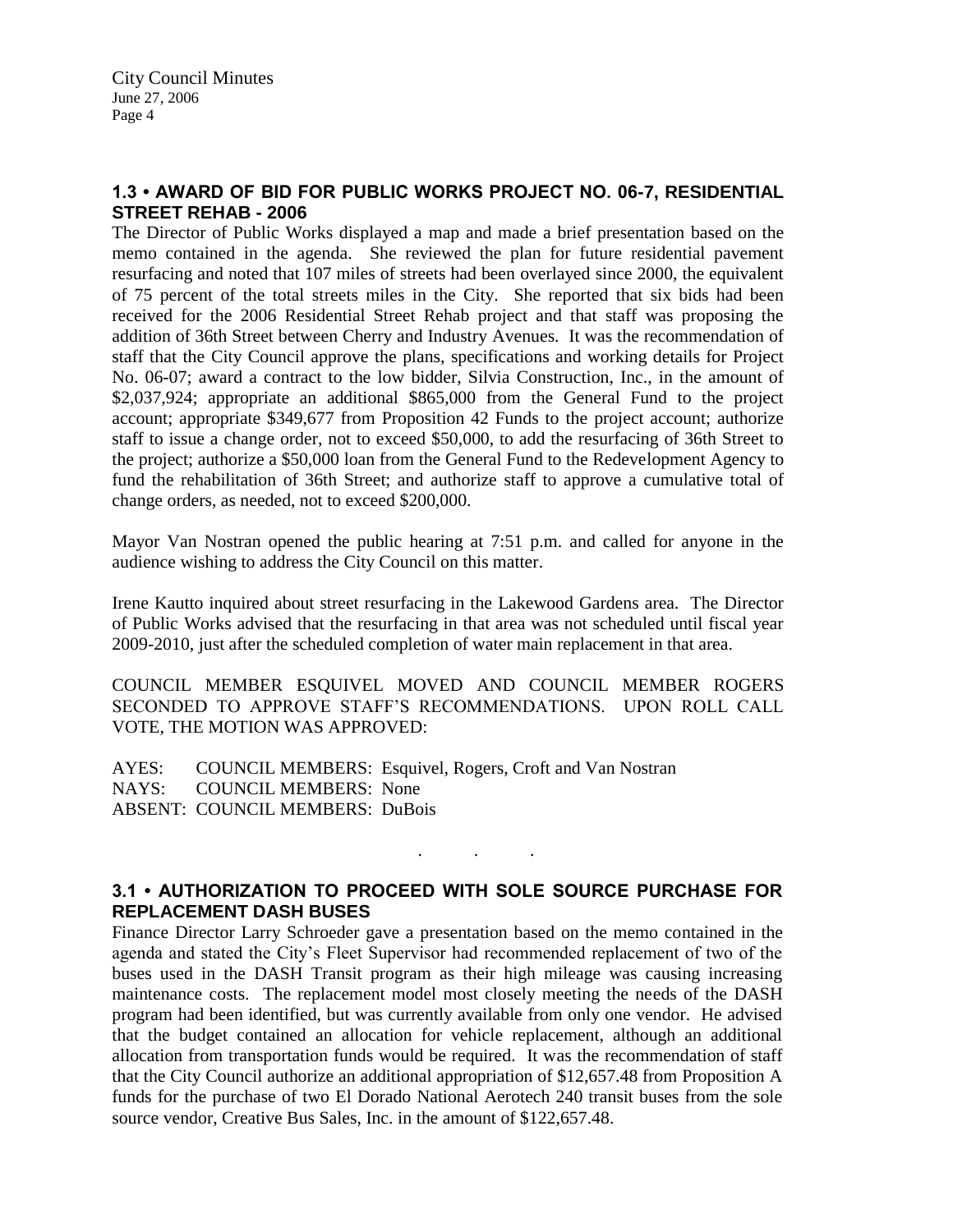## 1.3 • AWARD OF BID FOR PUBLIC WORKS PROJECT NO. 06-7, RESIDENTIAL STREET REHAB - 2006

The Director of Public Works displayed a map and made a brief presentation based on the memo contained in the agenda. She reviewed the plan for future residential pavement resurfacing and noted that 107 miles of streets had been overlayed since 2000, the equivalent of 75 percent of the total streets miles in the City. She reported that six bids had been received for the 2006 Residential Street Rehab project and that staff was proposing the addition of 36th Street between Cherry and Industry Avenues. It was the recommendation of staff that the City Council approve the plans, specifications and working details for Project No. 06-07; award a contract to the low bidder, Silvia Construction, Inc., in the amount of $2,037,924; appropriate an additional $865,000 from the General Fund to the project account; appropriate $349,677 from Proposition 42 Funds to the project account; authorize staff to issue a change order, not to exceed $50,000, to add the resurfacing of 36th Street to the project; authorize a $50,000 loan from the General Fund to the Redevelopment Agency to fund the rehabilitation of 36th Street; and authorize staff to approve a cumulative total of change orders, as needed, not to exceed $200,000.

Mayor Van Nostran opened the public hearing at 7:51 p.m. and called for anyone in the audience wishing to address the City Council on this matter.

Irene Kautto inquired about street resurfacing in the Lakewood Gardens area. The Director of Public Works advised that the resurfacing in that area was not scheduled until fiscal year 2009-2010, just after the scheduled completion of water main replacement in that area.

COUNCIL MEMBER ESQUIVEL MOVED AND COUNCIL MEMBER ROGERS SECONDED TO APPROVE STAFF'S RECOMMENDATIONS. UPON ROLL CALL VOTE, THE MOTION WAS APPROVED:

AYES: COUNCIL MEMBERS: Esquivel, Rogers, Croft and Van Nostran
NAYS: COUNCIL MEMBERS: None
ABSENT: COUNCIL MEMBERS: DuBois

. . .

## 3.1 • AUTHORIZATION TO PROCEED WITH SOLE SOURCE PURCHASE FOR REPLACEMENT DASH BUSES

Finance Director Larry Schroeder gave a presentation based on the memo contained in the agenda and stated the City's Fleet Supervisor had recommended replacement of two of the buses used in the DASH Transit program as their high mileage was causing increasing maintenance costs. The replacement model most closely meeting the needs of the DASH program had been identified, but was currently available from only one vendor. He advised that the budget contained an allocation for vehicle replacement, although an additional allocation from transportation funds would be required. It was the recommendation of staff that the City Council authorize an additional appropriation of $12,657.48 from Proposition A funds for the purchase of two El Dorado National Aerotech 240 transit buses from the sole source vendor, Creative Bus Sales, Inc. in the amount of $122,657.48.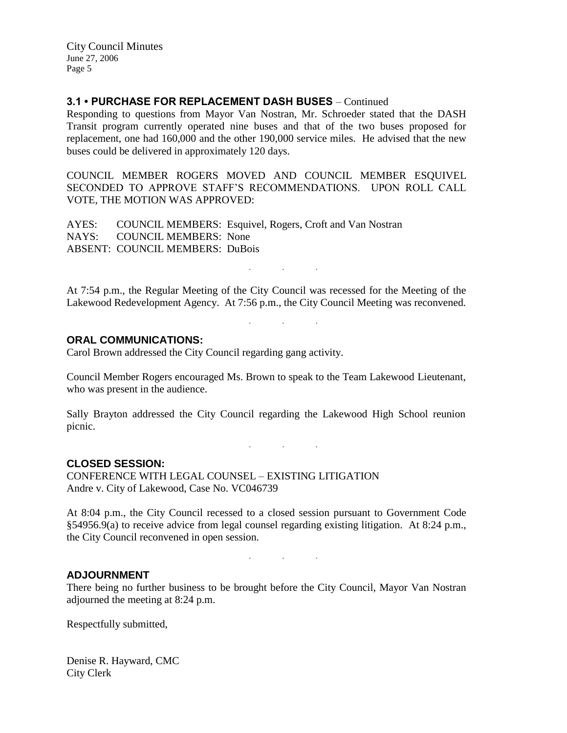## 3.1 • PURCHASE FOR REPLACEMENT DASH BUSES – Continued

Responding to questions from Mayor Van Nostran, Mr. Schroeder stated that the DASH Transit program currently operated nine buses and that of the two buses proposed for replacement, one had 160,000 and the other 190,000 service miles. He advised that the new buses could be delivered in approximately 120 days.

COUNCIL MEMBER ROGERS MOVED AND COUNCIL MEMBER ESQUIVEL SECONDED TO APPROVE STAFF'S RECOMMENDATIONS. UPON ROLL CALL VOTE, THE MOTION WAS APPROVED:

AYES: COUNCIL MEMBERS: Esquivel, Rogers, Croft and Van Nostran
NAYS: COUNCIL MEMBERS: None
ABSENT: COUNCIL MEMBERS: DuBois

. . .

At 7:54 p.m., the Regular Meeting of the City Council was recessed for the Meeting of the Lakewood Redevelopment Agency. At 7:56 p.m., the City Council Meeting was reconvened.

. . .

## ORAL COMMUNICATIONS:

Carol Brown addressed the City Council regarding gang activity.

Council Member Rogers encouraged Ms. Brown to speak to the Team Lakewood Lieutenant, who was present in the audience.

Sally Brayton addressed the City Council regarding the Lakewood High School reunion picnic.

. . .

## CLOSED SESSION:

CONFERENCE WITH LEGAL COUNSEL – EXISTING LITIGATION
Andre v. City of Lakewood, Case No. VC046739

At 8:04 p.m., the City Council recessed to a closed session pursuant to Government Code §54956.9(a) to receive advice from legal counsel regarding existing litigation. At 8:24 p.m., the City Council reconvened in open session.

. . .

## ADJOURNMENT

There being no further business to be brought before the City Council, Mayor Van Nostran adjourned the meeting at 8:24 p.m.

Respectfully submitted,

Denise R. Hayward, CMC
City Clerk